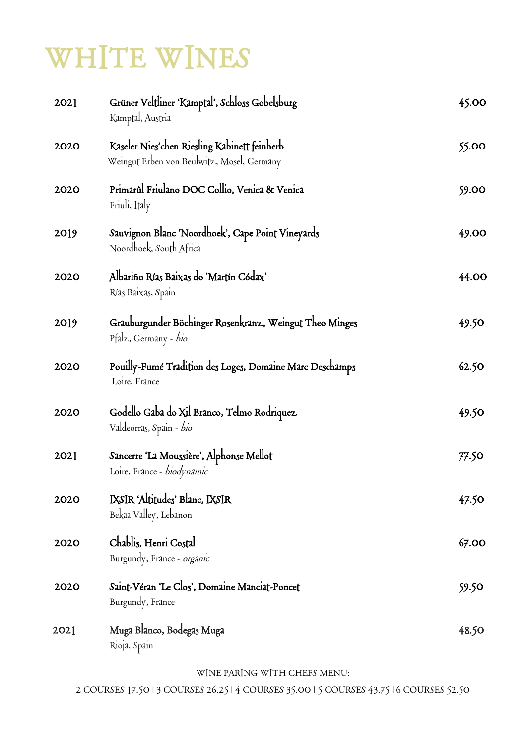# WHITE WINES

| Year | Wine | Price |
|---|---|---|
| 2021 | **Grüner Veltliner 'Kamptal', Schloss Gobelsburg**<br>Kamptal, Austria | 45.00 |
| 2020 | **Kaseler Nies'chen Riesling Kabinett feinherb**<br>Weingut Erben von Beulwitz., Mosel, Germany | 55.00 |
| 2020 | **Primarûl Friulano DOC Collio, Venica & Venica**<br>Friuli, Italy | 59.00 |
| 2019 | **Sauvignon Blanc 'Noordhoek', Cape Point Vineyards**<br>Noordhoek, South Africa | 49.00 |
| 2020 | **Albariño Rías Baixas do 'Martín Códax'**<br>Rías Baixas, Spain | 44.00 |
| 2019 | **Grauburgunder Böchinger Rosenkranz., Weingut Theo Minges**<br>Pfalz., Germany - *bio* | 49.50 |
| 2020 | **Pouilly-Fumé Tradition des Loges, Domaine Marc Deschamps**<br>Loire, France | 62.50 |
| 2020 | **Godello Gaba do Xil Branco, Telmo Rodriquez**<br>Valdeorras, Spain - *bio* | 49.50 |
| 2021 | **Sancerre 'La Moussière', Alphonse Mellot**<br>Loire, France - *biodynamic* | 77.50 |
| 2020 | **IXSIR 'Altitudes' Blanc, IXSIR**<br>Bekaa Valley, Lebanon | 47.50 |
| 2020 | **Chablis, Henri Costal**<br>Burgundy, France - *organic* | 67.00 |
| 2020 | **Saint-Véran 'Le Clos', Domaine Manciat-Poncet**<br>Burgundy, France | 59.50 |
| 2021 | **Muga Blanco, Bodegas Muga**<br>Rioja, Spain | 48.50 |

WINE PARING WITH CHEFS MENU:

2 COURSES 17.50 | 3 COURSES 26.25 | 4 COURSES 35.00 | 5 COURSES 43.75 | 6 COURSES 52.50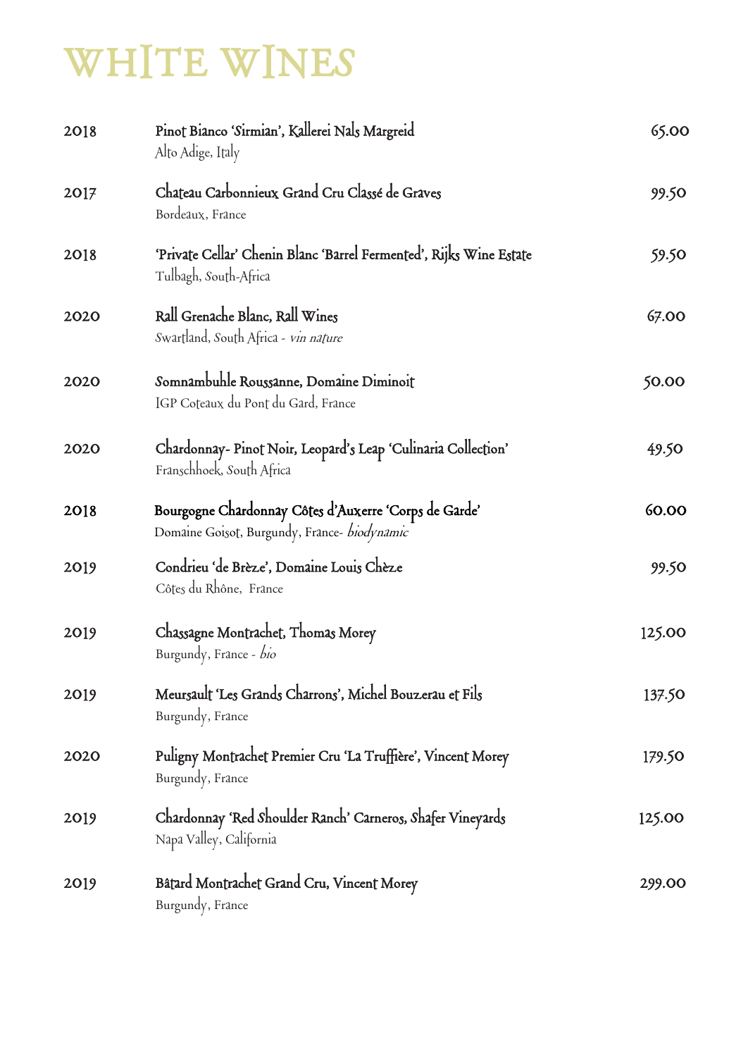# WHITE WINES

| Year | Wine | Price |
|---|---|---|
| 2018 | Pinot Bianco 'Sirmian', Kallerei Nals Margreid<br>Alto Adige, Italy | 65.00 |
| 2017 | Chateau Carbonnieux Grand Cru Classé de Graves<br>Bordeaux, France | 99.50 |
| 2018 | 'Private Cellar' Chenin Blanc 'Barrel Fermented', Rijks Wine Estate<br>Tulbagh, South-Africa | 59.50 |
| 2020 | Rall Grenache Blanc, Rall Wines<br>Swartland, South Africa - *vin nature* | 67.00 |
| 2020 | Somnambuhle Roussanne, Domaine Diminoit<br>IGP Coteaux du Pont du Gard, France | 50.00 |
| 2020 | Chardonnay- Pinot Noir, Leopard's Leap 'Culinaria Collection'<br>Franschhoek, South Africa | 49.50 |
| 2018 | Bourgogne Chardonnay Côtes d'Auxerre 'Corps de Garde'<br>Domaine Goisot, Burgundy, France- *biodynamic* | 60.00 |
| 2019 | Condrieu 'de Brèze', Domaine Louis Chèze<br>Côtes du Rhône, France | 99.50 |
| 2019 | Chassagne Montrachet, Thomas Morey<br>Burgundy, France - *bio* | 125.00 |
| 2019 | Meursault 'Les Grands Charrons', Michel Bouzerau et Fils<br>Burgundy, France | 137.50 |
| 2020 | Puligny Montrachet Premier Cru 'La Truffière', Vincent Morey<br>Burgundy, France | 179.50 |
| 2019 | Chardonnay 'Red Shoulder Ranch' Carneros, Shafer Vineyards<br>Napa Valley, California | 125.00 |
| 2019 | Bâtard Montrachet Grand Cru, Vincent Morey<br>Burgundy, France | 299.00 |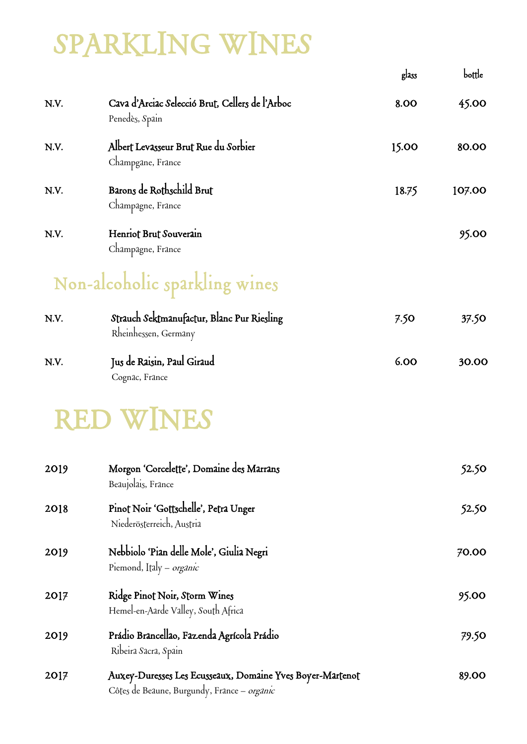# SPARKLING WINES

| | | glass | bottle |
|---|---|---|---|
| N.V. | **Cava d'Arciac Selecció Brut, Cellers de l'Arboc**<br>Penedès, Spain | 8.00 | 45.00 |
| N.V. | **Albert Levasseur Brut Rue du Sorbier**<br>Champgane, France | 15.00 | 80.00 |
| N.V. | **Barons de Rothschild Brut**<br>Champagne, France | 18.75 | 107.00 |
| N.V. | **Henriot Brut Souverain**<br>Champagne, France | | 95.00 |

## Non-alcoholic sparkling wines

| | | glass | bottle |
|---|---|---|---|
| N.V. | **Strauch Sektmanufactur, Blanc Pur Riesling**<br>Rheinhessen, Germany | 7.50 | 37.50 |
| N.V. | **Jus de Raisin, Paul Giraud**<br>Cognac, France | 6.00 | 30.00 |

# RED WINES

| | | bottle |
|---|---|---|
| 2019 | **Morgon 'Corcelette', Domaine des Marrans**<br>Beaujolais, France | 52.50 |
| 2018 | **Pinot Noir 'Gottschelle', Petra Unger**<br>Niederösterreich, Austria | 52.50 |
| 2019 | **Nebbiolo 'Pian delle Mole', Giulia Negri**<br>Piemond, Italy – *organic* | 70.00 |
| 2017 | **Ridge Pinot Noir, Storm Wines**<br>Hemel-en-Aarde Valley, South Africa | 95.00 |
| 2019 | **Prádio Brancellao, Fazenda Agrícola Prádio**<br>Ribeira Sacra, Spain | 79.50 |
| 2017 | **Auxey-Duresses Les Ecusseaux, Domaine Yves Boyer-Martenot**<br>Côtes de Beaune, Burgundy, France – *organic* | 89.00 |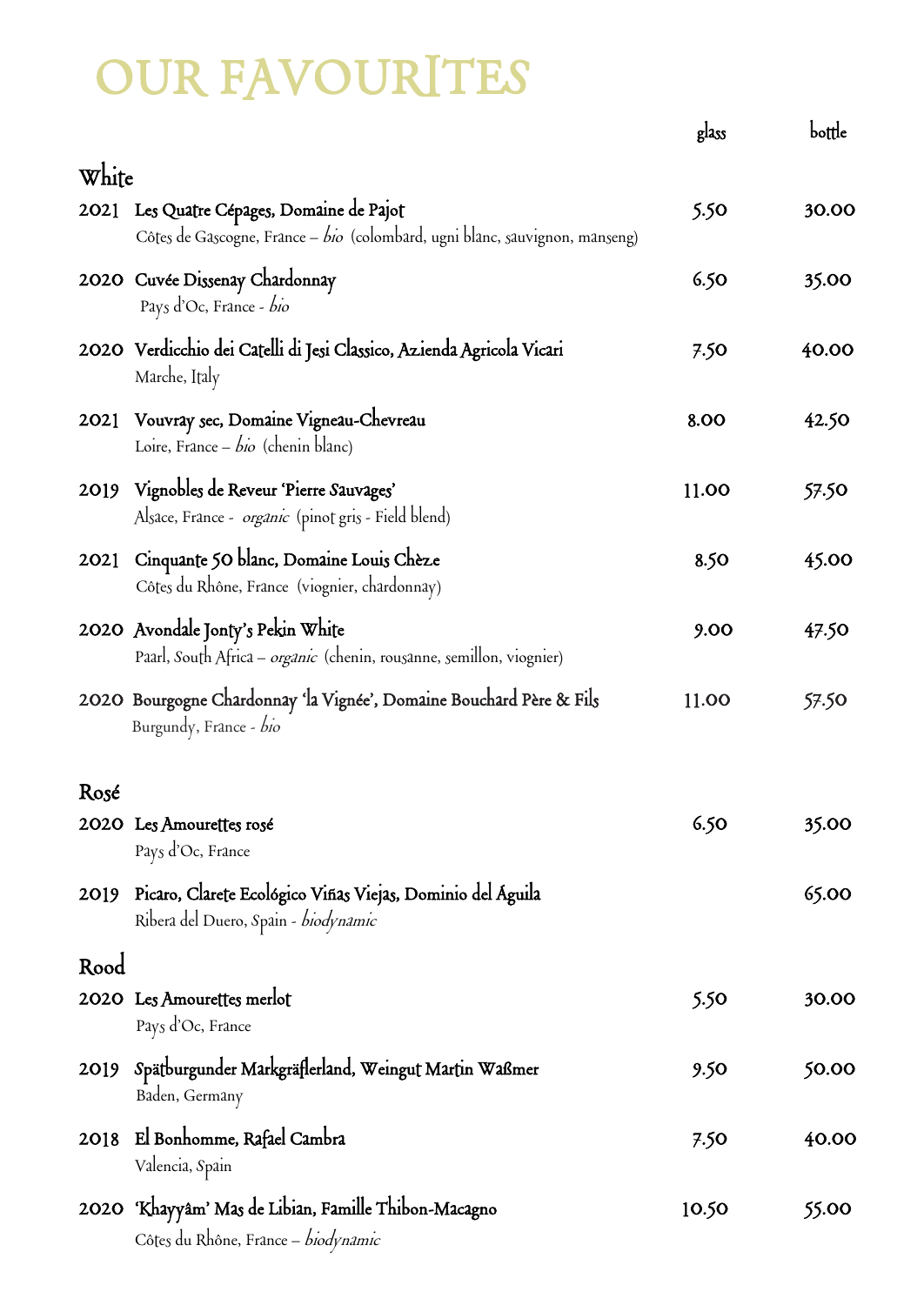# OUR FAVOURITES

| | | glass | bottle |
|---|---|---|---|
| **White** | | | |
| 2021 | Les Quatre Cépages, Domaine de Pajot<br>Côtes de Gascogne, France – *bio* (colombard, ugni blanc, sauvignon, manseng) | 5.50 | 30.00 |
| 2020 | Cuvée Dissenay Chardonnay<br>Pays d'Oc, France - *bio* | 6.50 | 35.00 |
| 2020 | Verdicchio dei Catelli di Jesi Classico, Azienda Agricola Vicari<br>Marche, Italy | 7.50 | 40.00 |
| 2021 | Vouvray sec, Domaine Vigneau-Chevreau<br>Loire, France – *bio* (chenin blanc) | 8.00 | 42.50 |
| 2019 | Vignobles de Reveur 'Pierre Sauvages'<br>Alsace, France - *organic* (pinot gris - Field blend) | 11.00 | 57.50 |
| 2021 | Cinquante 50 blanc, Domaine Louis Chèze<br>Côtes du Rhône, France (viognier, chardonnay) | 8.50 | 45.00 |
| 2020 | Avondale Jonty's Pekin White<br>Paarl, South Africa – *organic* (chenin, rousanne, semillon, viognier) | 9.00 | 47.50 |
| 2020 | Bourgogne Chardonnay 'la Vignée', Domaine Bouchard Père & Fils<br>Burgundy, France - *bio* | 11.00 | 57.50 |
| **Rosé** | | | |
| 2020 | Les Amourettes rosé<br>Pays d'Oc, France | 6.50 | 35.00 |
| 2019 | Picaro, Clarete Ecológico Viñas Viejas, Dominio del Águila<br>Ribera del Duero, Spain - *biodynamic* | | 65.00 |
| **Rood** | | | |
| 2020 | Les Amourettes merlot<br>Pays d'Oc, France | 5.50 | 30.00 |
| 2019 | Spätburgunder Markgräflerland, Weingut Martin Waßmer<br>Baden, Germany | 9.50 | 50.00 |
| 2018 | El Bonhomme, Rafael Cambra<br>Valencia, Spain | 7.50 | 40.00 |
| 2020 | 'Khayyâm' Mas de Libian, Famille Thibon-Macagno<br>Côtes du Rhône, France – *biodynamic* | 10.50 | 55.00 |